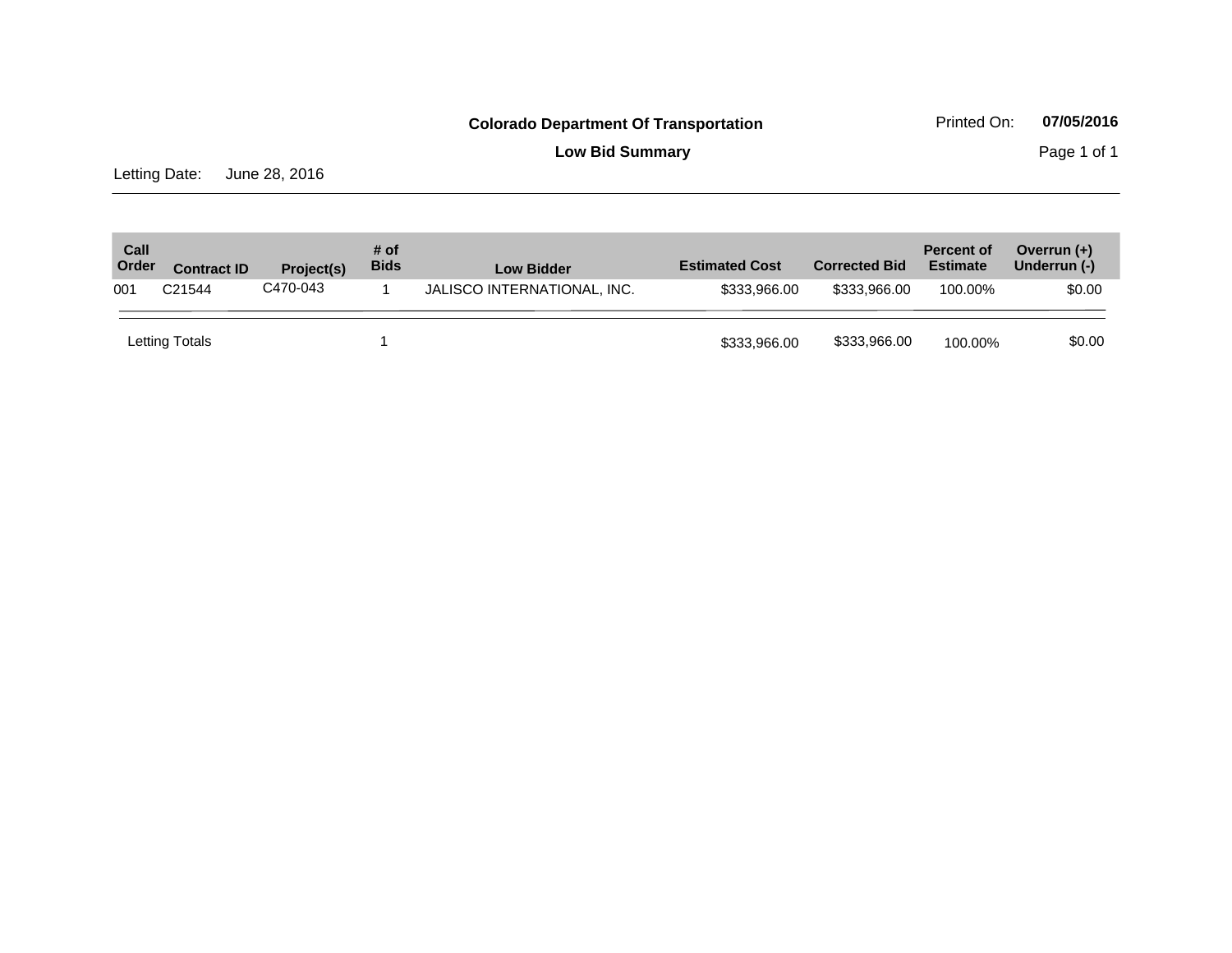**Colorado Department Of Transportation**

Printed On: **07/05/2016**

**Low Bid Summary**

Letting Date: June 28, 2016

| Call Order | Contract ID | Project(s) | # of Bids | Low Bidder | Estimated Cost | Corrected Bid | Percent of Estimate | Overrun (+) Underrun (-) |
|---|---|---|---|---|---|---|---|---|
| 001 | C21544 | C470-043 | 1 | JALISCO INTERNATIONAL, INC. | $333,966.00 | $333,966.00 | 100.00% | $0.00 |
| Letting Totals | | | 1 | | $333,966.00 | $333,966.00 | 100.00% | $0.00 |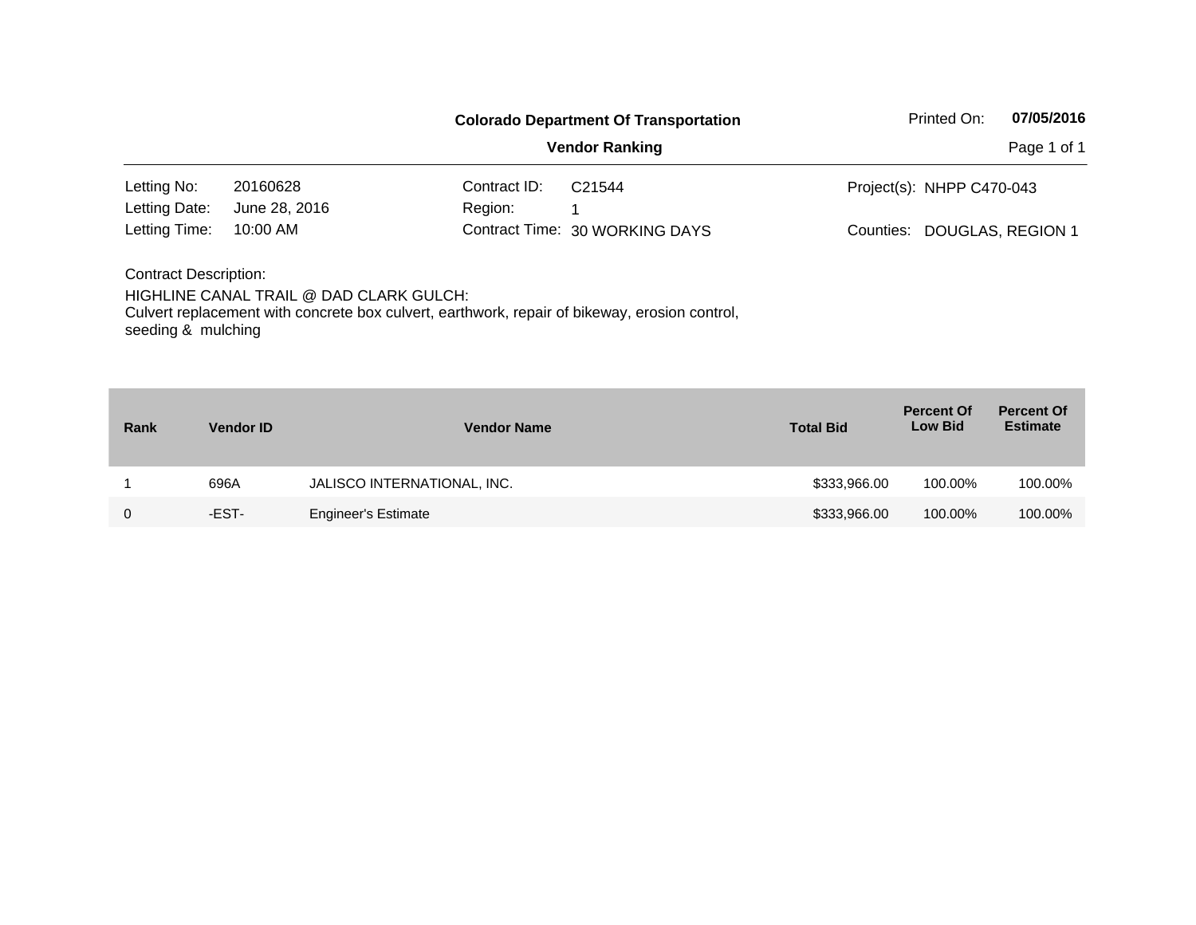**Colorado Department Of Transportation**

**Vendor Ranking**

Printed On: **07/05/2016**

| | | | | | |
|---|---|---|---|---|---|
| Letting No: | 20160628 | Contract ID: | C21544 | Project(s): | NHPP C470-043 |
| Letting Date: | June 28, 2016 | Region: | 1 | | |
| Letting Time: | 10:00 AM | Contract Time: | 30 WORKING DAYS | Counties: | DOUGLAS, REGION 1 |

Contract Description:

HIGHLINE CANAL TRAIL @ DAD CLARK GULCH:
Culvert replacement with concrete box culvert, earthwork, repair of bikeway, erosion control, seeding & mulching

| Rank | Vendor ID | Vendor Name | Total Bid | Percent Of Low Bid | Percent Of Estimate |
|---|---|---|---|---|---|
| 1 | 696A | JALISCO INTERNATIONAL, INC. | $333,966.00 | 100.00% | 100.00% |
| 0 | -EST- | Engineer's Estimate | $333,966.00 | 100.00% | 100.00% |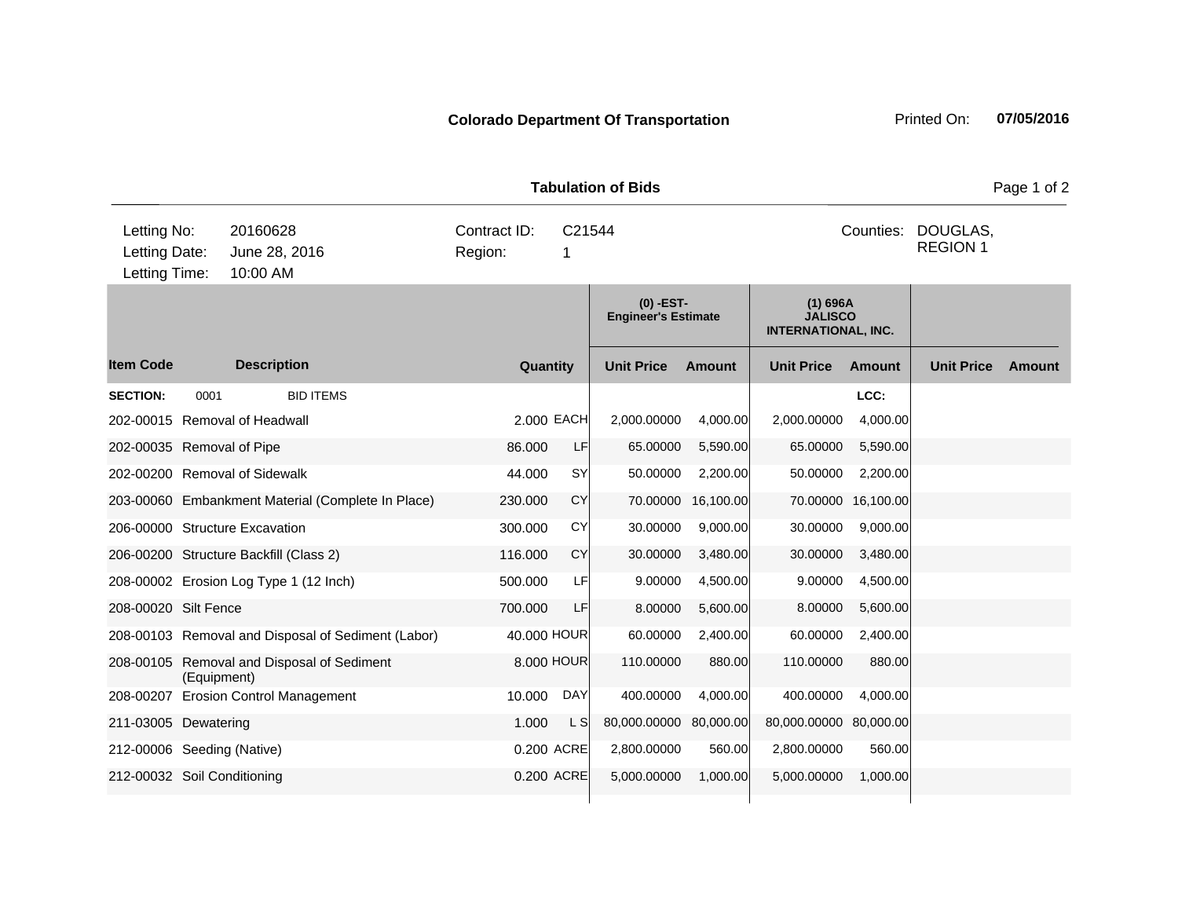**Colorado Department Of Transportation** Printed On: **07/05/2016**

**Tabulation of Bids**

| | | | |
|---|---|---|---|
| Letting No: | 20160628 | Contract ID: | C21544 |
| Letting Date: | June 28, 2016 | Region: | 1 |
| Letting Time: | 10:00 AM | | |

Counties: DOUGLAS, REGION 1

| | | | | (0) -EST- Engineer's Estimate | | (1) 696A JALISCO INTERNATIONAL, INC. | | | |
|---|---|---|---|---|---|---|---|---|---|
| **Item Code** | **Description** | **Quantity** | | **Unit Price** | **Amount** | **Unit Price** | **Amount** | **Unit Price** | **Amount** |
| **SECTION:** | 0001 BID ITEMS | | | | | | LCC: | | |
| 202-00015 | Removal of Headwall | 2.000 | EACH | 2,000.00000 | 4,000.00 | 2,000.00000 | 4,000.00 | | |
| 202-00035 | Removal of Pipe | 86.000 | LF | 65.00000 | 5,590.00 | 65.00000 | 5,590.00 | | |
| 202-00200 | Removal of Sidewalk | 44.000 | SY | 50.00000 | 2,200.00 | 50.00000 | 2,200.00 | | |
| 203-00060 | Embankment Material (Complete In Place) | 230.000 | CY | 70.00000 | 16,100.00 | 70.00000 | 16,100.00 | | |
| 206-00000 | Structure Excavation | 300.000 | CY | 30.00000 | 9,000.00 | 30.00000 | 9,000.00 | | |
| 206-00200 | Structure Backfill (Class 2) | 116.000 | CY | 30.00000 | 3,480.00 | 30.00000 | 3,480.00 | | |
| 208-00002 | Erosion Log Type 1 (12 Inch) | 500.000 | LF | 9.00000 | 4,500.00 | 9.00000 | 4,500.00 | | |
| 208-00020 | Silt Fence | 700.000 | LF | 8.00000 | 5,600.00 | 8.00000 | 5,600.00 | | |
| 208-00103 | Removal and Disposal of Sediment (Labor) | 40.000 | HOUR | 60.00000 | 2,400.00 | 60.00000 | 2,400.00 | | |
| 208-00105 | Removal and Disposal of Sediment (Equipment) | 8.000 | HOUR | 110.00000 | 880.00 | 110.00000 | 880.00 | | |
| 208-00207 | Erosion Control Management | 10.000 | DAY | 400.00000 | 4,000.00 | 400.00000 | 4,000.00 | | |
| 211-03005 | Dewatering | 1.000 | L S | 80,000.00000 | 80,000.00 | 80,000.00000 | 80,000.00 | | |
| 212-00006 | Seeding (Native) | 0.200 | ACRE | 2,800.00000 | 560.00 | 2,800.00000 | 560.00 | | |
| 212-00032 | Soil Conditioning | 0.200 | ACRE | 5,000.00000 | 1,000.00 | 5,000.00000 | 1,000.00 | | |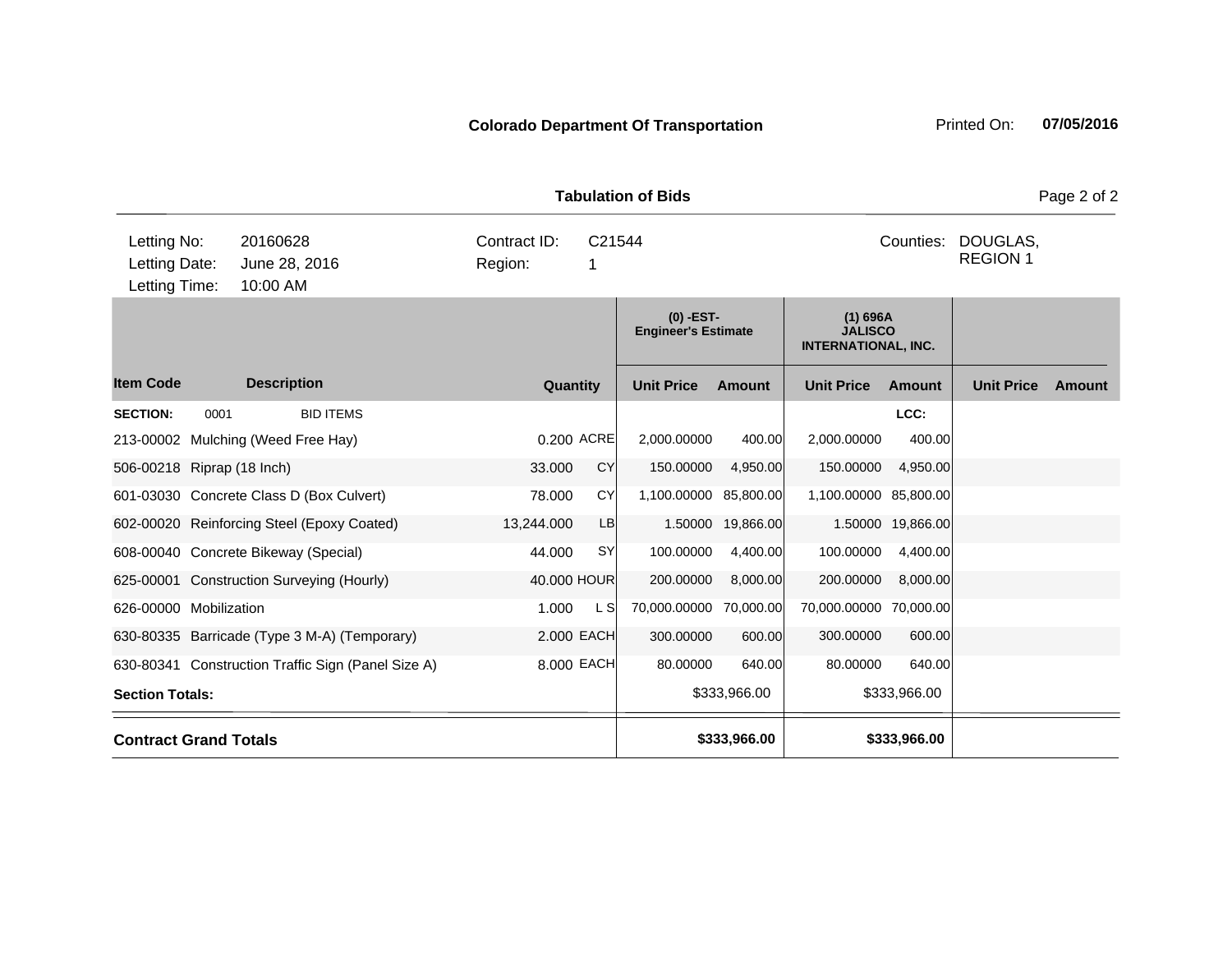**Colorado Department Of Transportation**

Printed On: **07/05/2016**

**Tabulation of Bids**

| Letting No: | 20160628 | Contract ID: | C21544 | Counties: | DOUGLAS, REGION 1 |
|---|---|---|---|---|---|
| Letting Date: | June 28, 2016 | Region: | 1 | | |
| Letting Time: | 10:00 AM | | | | |

| | | | | (0) -EST- Engineer's Estimate | | (1) 696A JALISCO INTERNATIONAL, INC. | | | |
|---|---|---|---|---|---|---|---|---|---|
| **Item Code** | **Description** | **Quantity** | | **Unit Price** | **Amount** | **Unit Price** | **Amount** | **Unit Price** | **Amount** |
| **SECTION:** | 0001 BID ITEMS | | | | | | **LCC:** | | |
| 213-00002 | Mulching (Weed Free Hay) | 0.200 | ACRE | 2,000.00000 | 400.00 | 2,000.00000 | 400.00 | | |
| 506-00218 | Riprap (18 Inch) | 33.000 | CY | 150.00000 | 4,950.00 | 150.00000 | 4,950.00 | | |
| 601-03030 | Concrete Class D (Box Culvert) | 78.000 | CY | 1,100.00000 | 85,800.00 | 1,100.00000 | 85,800.00 | | |
| 602-00020 | Reinforcing Steel (Epoxy Coated) | 13,244.000 | LB | 1.50000 | 19,866.00 | 1.50000 | 19,866.00 | | |
| 608-00040 | Concrete Bikeway (Special) | 44.000 | SY | 100.00000 | 4,400.00 | 100.00000 | 4,400.00 | | |
| 625-00001 | Construction Surveying (Hourly) | 40.000 | HOUR | 200.00000 | 8,000.00 | 200.00000 | 8,000.00 | | |
| 626-00000 | Mobilization | 1.000 | L S | 70,000.00000 | 70,000.00 | 70,000.00000 | 70,000.00 | | |
| 630-80335 | Barricade (Type 3 M-A) (Temporary) | 2.000 | EACH | 300.00000 | 600.00 | 300.00000 | 600.00 | | |
| 630-80341 | Construction Traffic Sign (Panel Size A) | 8.000 | EACH | 80.00000 | 640.00 | 80.00000 | 640.00 | | |
| **Section Totals:** | | | | | $333,966.00 | | $333,966.00 | | |
| **Contract Grand Totals** | | | | | **$333,966.00** | | **$333,966.00** | | |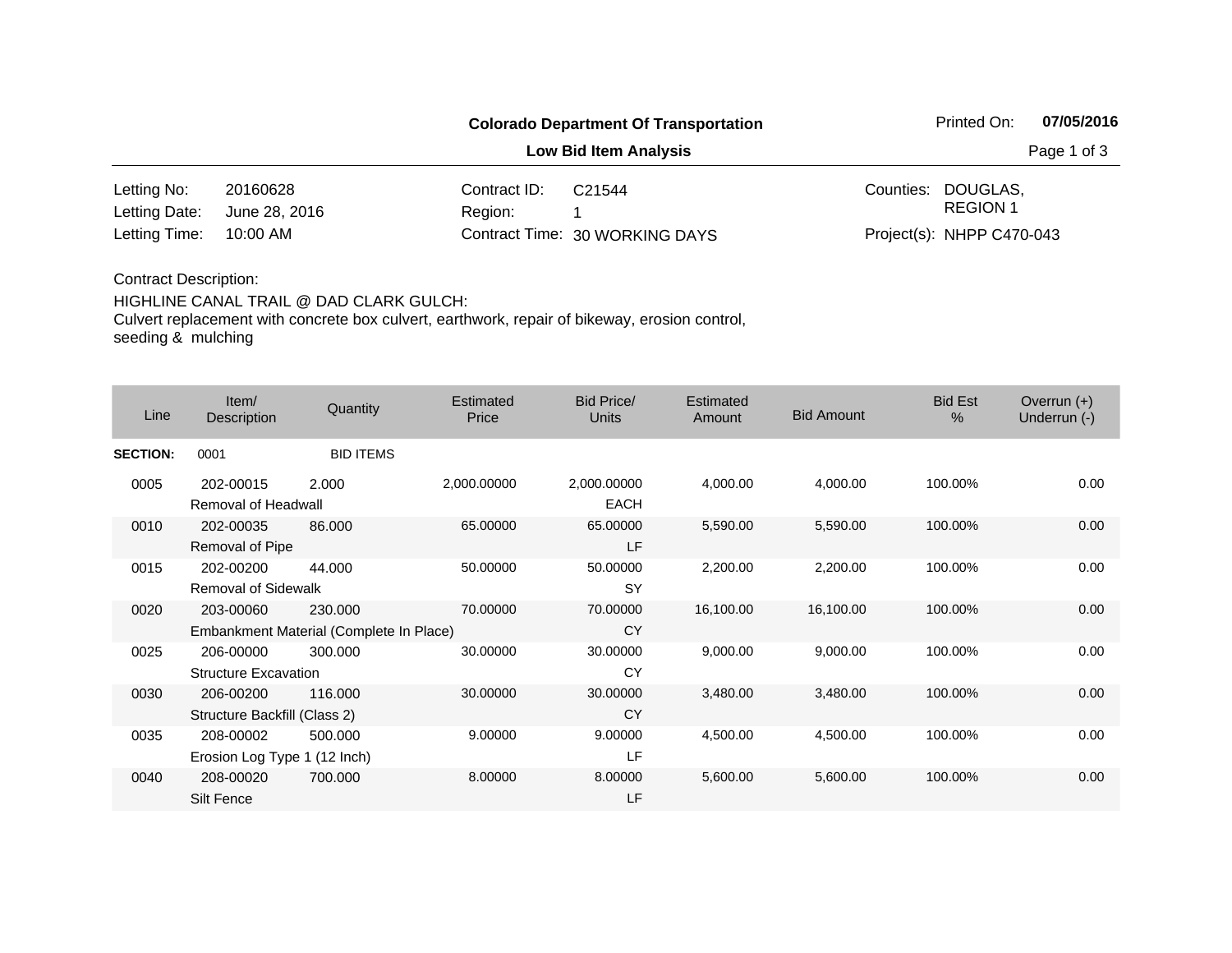**Colorado Department Of Transportation**

**Low Bid Item Analysis**

Printed On: **07/05/2016**

| | | | | | |
|---|---|---|---|---|---|
| Letting No: | 20160628 | Contract ID: | C21544 | Counties: | DOUGLAS, REGION 1 |
| Letting Date: | June 28, 2016 | Region: | 1 | | |
| Letting Time: | 10:00 AM | Contract Time: | 30 WORKING DAYS | Project(s): | NHPP C470-043 |

Contract Description:

HIGHLINE CANAL TRAIL @ DAD CLARK GULCH:
Culvert replacement with concrete box culvert, earthwork, repair of bikeway, erosion control, seeding & mulching

| Line | Item/ Description | Quantity | Estimated Price | Bid Price/ Units | Estimated Amount | Bid Amount | Bid Est % | Overrun (+) Underrun (-) |
|---|---|---|---|---|---|---|---|---|
| **SECTION:** | 0001 | BID ITEMS | | | | | | |
| 0005 | 202-00015 Removal of Headwall | 2.000 | 2,000.00000 | 2,000.00000 EACH | 4,000.00 | 4,000.00 | 100.00% | 0.00 |
| 0010 | 202-00035 Removal of Pipe | 86.000 | 65.00000 | 65.00000 LF | 5,590.00 | 5,590.00 | 100.00% | 0.00 |
| 0015 | 202-00200 Removal of Sidewalk | 44.000 | 50.00000 | 50.00000 SY | 2,200.00 | 2,200.00 | 100.00% | 0.00 |
| 0020 | 203-00060 Embankment Material (Complete In Place) | 230.000 | 70.00000 | 70.00000 CY | 16,100.00 | 16,100.00 | 100.00% | 0.00 |
| 0025 | 206-00000 Structure Excavation | 300.000 | 30.00000 | 30.00000 CY | 9,000.00 | 9,000.00 | 100.00% | 0.00 |
| 0030 | 206-00200 Structure Backfill (Class 2) | 116.000 | 30.00000 | 30.00000 CY | 3,480.00 | 3,480.00 | 100.00% | 0.00 |
| 0035 | 208-00002 Erosion Log Type 1 (12 Inch) | 500.000 | 9.00000 | 9.00000 LF | 4,500.00 | 4,500.00 | 100.00% | 0.00 |
| 0040 | 208-00020 Silt Fence | 700.000 | 8.00000 | 8.00000 LF | 5,600.00 | 5,600.00 | 100.00% | 0.00 |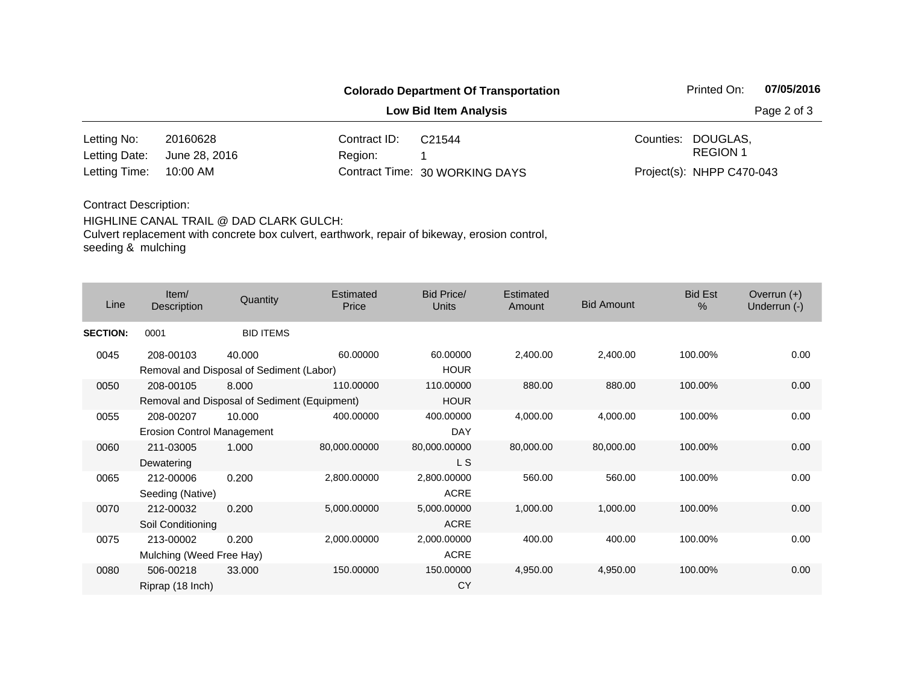**Colorado Department Of Transportation**

**Low Bid Item Analysis**

Printed On: **07/05/2016**

| | | | | | |
|---|---|---|---|---|---|
| Letting No: | 20160628 | Contract ID: | C21544 | Counties: | DOUGLAS, REGION 1 |
| Letting Date: | June 28, 2016 | Region: | 1 | | |
| Letting Time: | 10:00 AM | Contract Time: | 30 WORKING DAYS | Project(s): | NHPP C470-043 |

Contract Description:

HIGHLINE CANAL TRAIL @ DAD CLARK GULCH:
Culvert replacement with concrete box culvert, earthwork, repair of bikeway, erosion control, seeding & mulching

| Line | Item/ Description | Quantity | Estimated Price | Bid Price/ Units | Estimated Amount | Bid Amount | Bid Est % | Overrun (+) Underrun (-) |
|---|---|---|---|---|---|---|---|---|
| **SECTION:** | 0001 | BID ITEMS | | | | | | |
| 0045 | 208-00103 Removal and Disposal of Sediment (Labor) | 40.000 | 60.00000 | 60.00000 HOUR | 2,400.00 | 2,400.00 | 100.00% | 0.00 |
| 0050 | 208-00105 Removal and Disposal of Sediment (Equipment) | 8.000 | 110.00000 | 110.00000 HOUR | 880.00 | 880.00 | 100.00% | 0.00 |
| 0055 | 208-00207 Erosion Control Management | 10.000 | 400.00000 | 400.00000 DAY | 4,000.00 | 4,000.00 | 100.00% | 0.00 |
| 0060 | 211-03005 Dewatering | 1.000 | 80,000.00000 | 80,000.00000 L S | 80,000.00 | 80,000.00 | 100.00% | 0.00 |
| 0065 | 212-00006 Seeding (Native) | 0.200 | 2,800.00000 | 2,800.00000 ACRE | 560.00 | 560.00 | 100.00% | 0.00 |
| 0070 | 212-00032 Soil Conditioning | 0.200 | 5,000.00000 | 5,000.00000 ACRE | 1,000.00 | 1,000.00 | 100.00% | 0.00 |
| 0075 | 213-00002 Mulching (Weed Free Hay) | 0.200 | 2,000.00000 | 2,000.00000 ACRE | 400.00 | 400.00 | 100.00% | 0.00 |
| 0080 | 506-00218 Riprap (18 Inch) | 33.000 | 150.00000 | 150.00000 CY | 4,950.00 | 4,950.00 | 100.00% | 0.00 |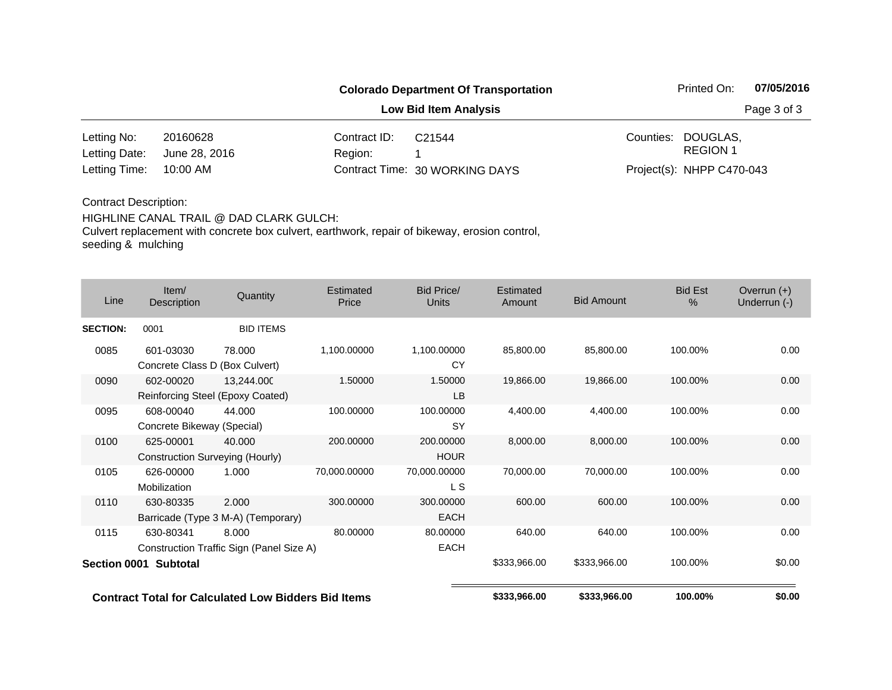**Colorado Department Of Transportation**

**Low Bid Item Analysis**

Printed On: **07/05/2016**

| | | | | | |
|---|---|---|---|---|---|
| Letting No: | 20160628 | Contract ID: | C21544 | Counties: | DOUGLAS, REGION 1 |
| Letting Date: | June 28, 2016 | Region: | 1 | | |
| Letting Time: | 10:00 AM | Contract Time: | 30 WORKING DAYS | Project(s): | NHPP C470-043 |

Contract Description:

HIGHLINE CANAL TRAIL @ DAD CLARK GULCH:
Culvert replacement with concrete box culvert, earthwork, repair of bikeway, erosion control, seeding & mulching

| Line | Item/ Description | Quantity | Estimated Price | Bid Price/ Units | Estimated Amount | Bid Amount | Bid Est % | Overrun (+) Underrun (-) |
|---|---|---|---|---|---|---|---|---|
| **SECTION:** | 0001 | BID ITEMS | | | | | | |
| 0085 | 601-03030 Concrete Class D (Box Culvert) | 78.000 | 1,100.00000 | 1,100.00000 CY | 85,800.00 | 85,800.00 | 100.00% | 0.00 |
| 0090 | 602-00020 Reinforcing Steel (Epoxy Coated) | 13,244.000 | 1.50000 | 1.50000 LB | 19,866.00 | 19,866.00 | 100.00% | 0.00 |
| 0095 | 608-00040 Concrete Bikeway (Special) | 44.000 | 100.00000 | 100.00000 SY | 4,400.00 | 4,400.00 | 100.00% | 0.00 |
| 0100 | 625-00001 Construction Surveying (Hourly) | 40.000 | 200.00000 | 200.00000 HOUR | 8,000.00 | 8,000.00 | 100.00% | 0.00 |
| 0105 | 626-00000 Mobilization | 1.000 | 70,000.00000 | 70,000.00000 L S | 70,000.00 | 70,000.00 | 100.00% | 0.00 |
| 0110 | 630-80335 Barricade (Type 3 M-A) (Temporary) | 2.000 | 300.00000 | 300.00000 EACH | 600.00 | 600.00 | 100.00% | 0.00 |
| 0115 | 630-80341 Construction Traffic Sign (Panel Size A) | 8.000 | 80.00000 | 80.00000 EACH | 640.00 | 640.00 | 100.00% | 0.00 |
| **Section 0001 Subtotal** | | | | | $333,966.00 | $333,966.00 | 100.00% | $0.00 |
| **Contract Total for Calculated Low Bidders Bid Items** | | | | | **$333,966.00** | **$333,966.00** | **100.00%** | **$0.00** |